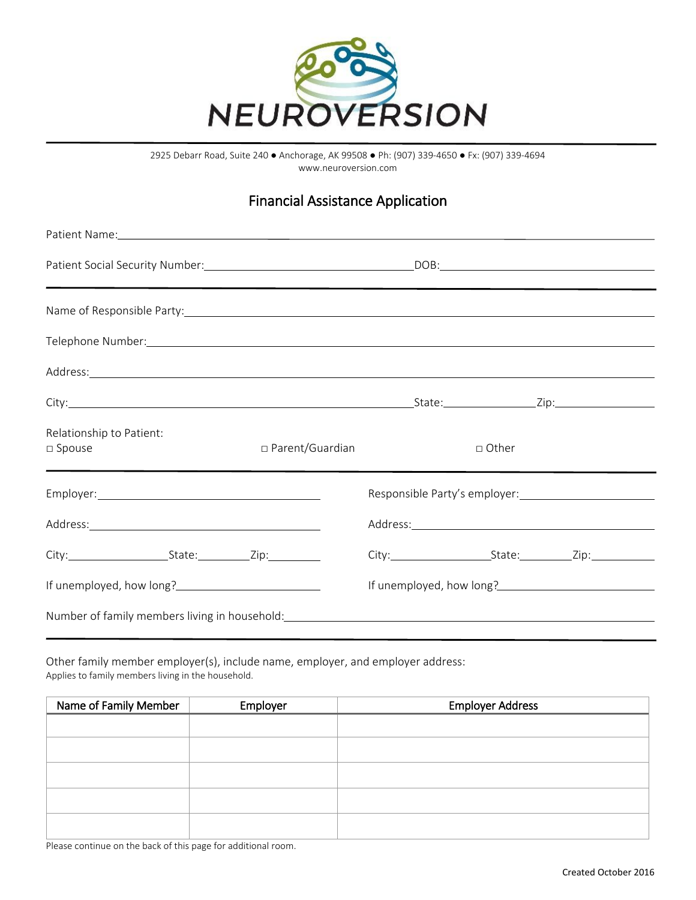# NEUROVERSION

2925 Debarr Road, Suite 240 ● Anchorage, AK 99508 ● Ph: (907) 339-4650 ● Fx: (907) 339-4694
www.neuroversion.com

## Financial Assistance Application

Patient Name: ______________________________________________

Patient Social Security Number: ______________________ DOB: ______________________

---

Name of Responsible Party: ______________________________________________

Telephone Number: ______________________________________________

Address: ______________________________________________

City: ______________________ State: __________ Zip: __________

Relationship to Patient:
□ Spouse □ Parent/Guardian □ Other

---

Employer: ______________________

Address: ______________________

City: __________ State: ______ Zip: ______

If unemployed, how long? ______________________

Responsible Party's employer: ______________________

Address: ______________________

City: __________ State: ______ Zip: ______

If unemployed, how long? ______________________

Number of family members living in household: ______________________

---

Other family member employer(s), include name, employer, and employer address:
Applies to family members living in the household.

| Name of Family Member | Employer | Employer Address |
|---|---|---|
| | | |
| | | |
| | | |
| | | |
| | | |

Please continue on the back of this page for additional room.

Created October 2016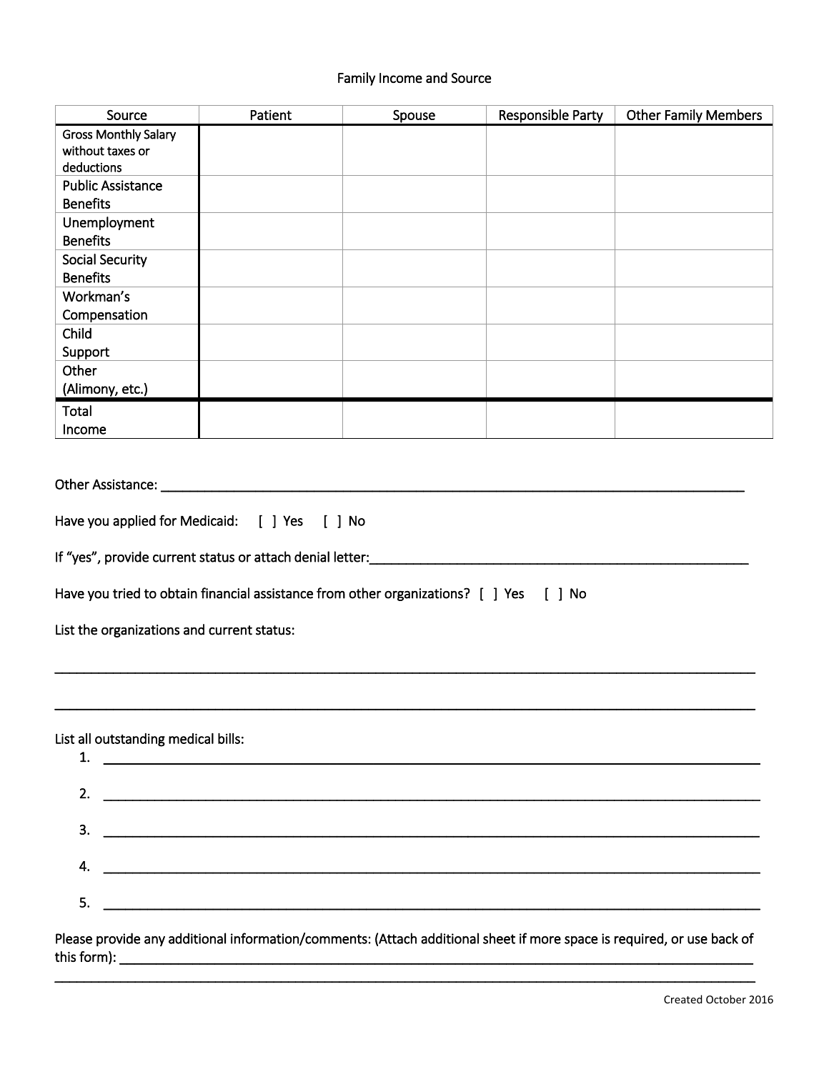Family Income and Source

| Source | Patient | Spouse | Responsible Party | Other Family Members |
|---|---|---|---|---|
| Gross Monthly Salary without taxes or deductions | | | | |
| Public Assistance Benefits | | | | |
| Unemployment Benefits | | | | |
| Social Security Benefits | | | | |
| Workman's Compensation | | | | |
| Child Support | | | | |
| Other (Alimony, etc.) | | | | |
| Total Income | | | | |

Other Assistance: ______________________________________________________________________________

Have you applied for Medicaid: [ ] Yes [ ] No

If "yes", provide current status or attach denial letter:______________________________________________________

Have you tried to obtain financial assistance from other organizations? [ ] Yes [ ] No

List the organizations and current status:

______________________________________________________________________________________________

______________________________________________________________________________________________

List all outstanding medical bills:

1. ______________________________________________________________________________________
2. ______________________________________________________________________________________
3. ______________________________________________________________________________________
4. ______________________________________________________________________________________
5. ______________________________________________________________________________________

Please provide any additional information/comments: (Attach additional sheet if more space is required, or use back of this form): ______________________________________________________________________________________

______________________________________________________________________________________________

Created October 2016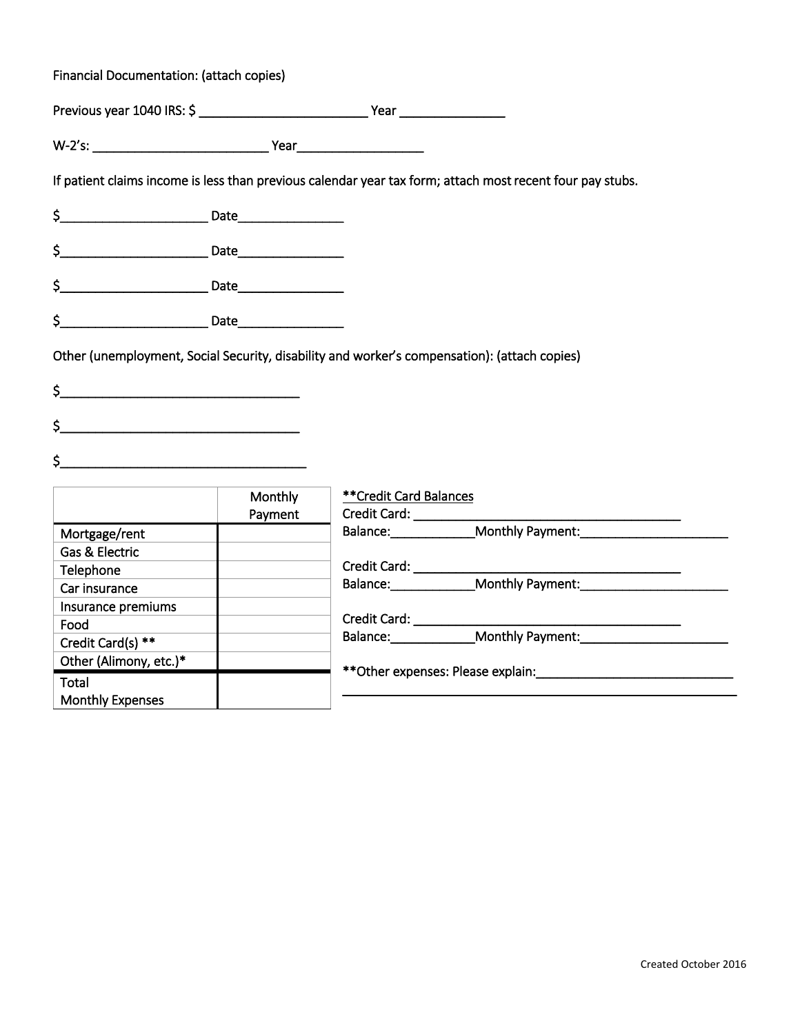Financial Documentation: (attach copies)

Previous year 1040 IRS: $ ________________________ Year _______________

W-2's: ________________________ Year_________________

If patient claims income is less than previous calendar year tax form; attach most recent four pay stubs.

$_____________________ Date_______________

$_____________________ Date_______________

$_____________________ Date_______________

$_____________________ Date_______________

Other (unemployment, Social Security, disability and worker's compensation): (attach copies)

$_________________________________

$_________________________________

$_________________________________

| | Monthly Payment |
|---|---|
| Mortgage/rent | |
| Gas & Electric | |
| Telephone | |
| Car insurance | |
| Insurance premiums | |
| Food | |
| Credit Card(s) ** | |
| Other (Alimony, etc.)* | |
| Total Monthly Expenses | |

**Credit Card Balances**

Credit Card: ______________________________________
Balance:____________Monthly Payment:_____________________

Credit Card: ______________________________________
Balance:____________Monthly Payment:_____________________

Credit Card: ______________________________________
Balance:____________Monthly Payment:_____________________

**Other expenses: Please explain:____________________________
_________________________________________________________

Created October 2016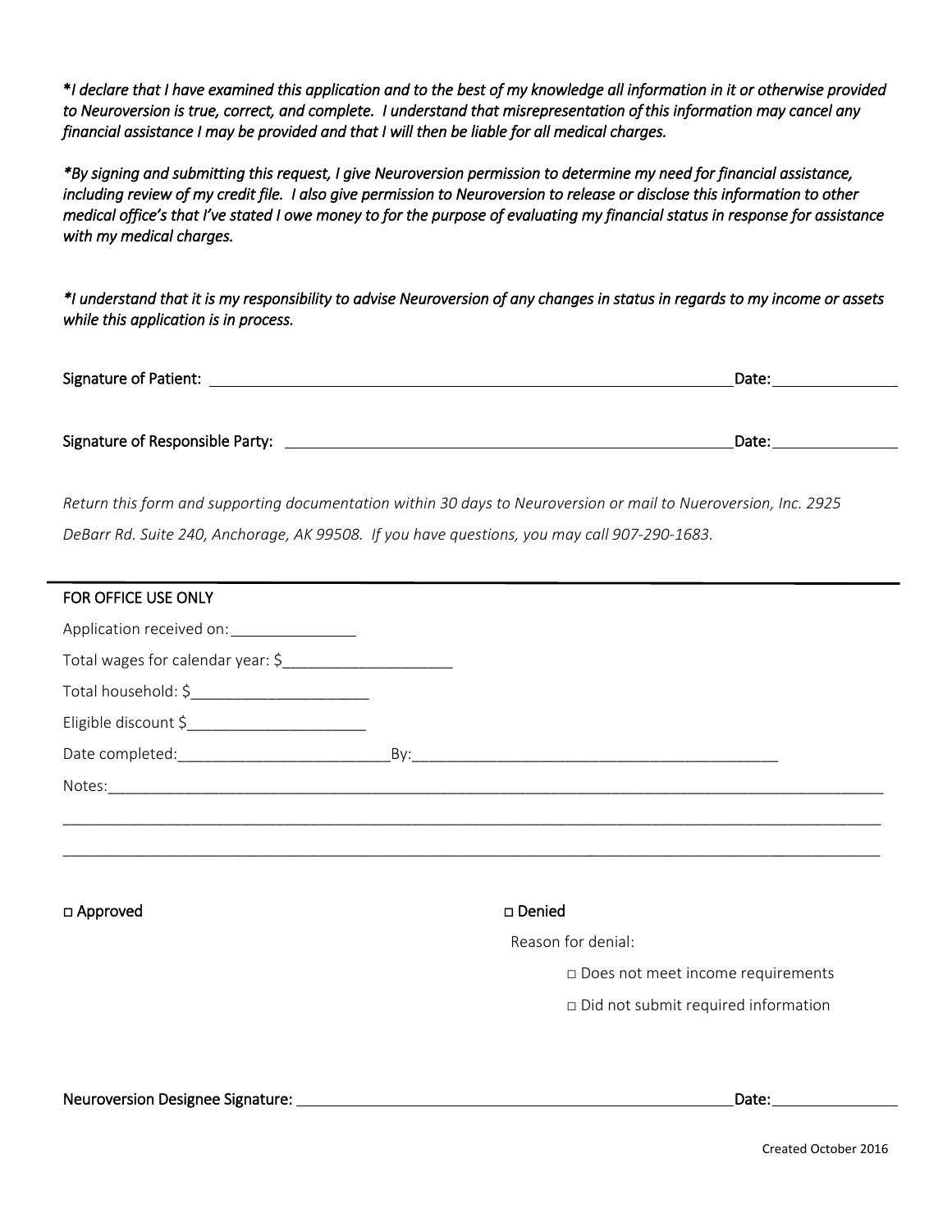*\*I declare that I have examined this application and to the best of my knowledge all information in it or otherwise provided to Neuroversion is true, correct, and complete. I understand that misrepresentation of this information may cancel any financial assistance I may be provided and that I will then be liable for all medical charges.*

*\*By signing and submitting this request, I give Neuroversion permission to determine my need for financial assistance, including review of my credit file. I also give permission to Neuroversion to release or disclose this information to other medical office's that I've stated I owe money to for the purpose of evaluating my financial status in response for assistance with my medical charges.*

*\*I understand that it is my responsibility to advise Neuroversion of any changes in status in regards to my income or assets while this application is in process.*

Signature of Patient: ______________________________________________ Date: ______________

Signature of Responsible Party: ______________________________________ Date: ______________

*Return this form and supporting documentation within 30 days to Neuroversion or mail to Nueroversion, Inc. 2925 DeBarr Rd. Suite 240, Anchorage, AK 99508. If you have questions, you may call 907-290-1683.*

---

FOR OFFICE USE ONLY

Application received on: ______________

Total wages for calendar year: $____________________

Total household: $____________________

Eligible discount $____________________

Date completed:________________________By:_____________________________________________

Notes:_____________________________________________________________________________________

___________________________________________________________________________________________

___________________________________________________________________________________________

□ Approved

□ Denied

Reason for denial:

□ Does not meet income requirements

□ Did not submit required information

Neuroversion Designee Signature: _____________________________________ Date: ______________

Created October 2016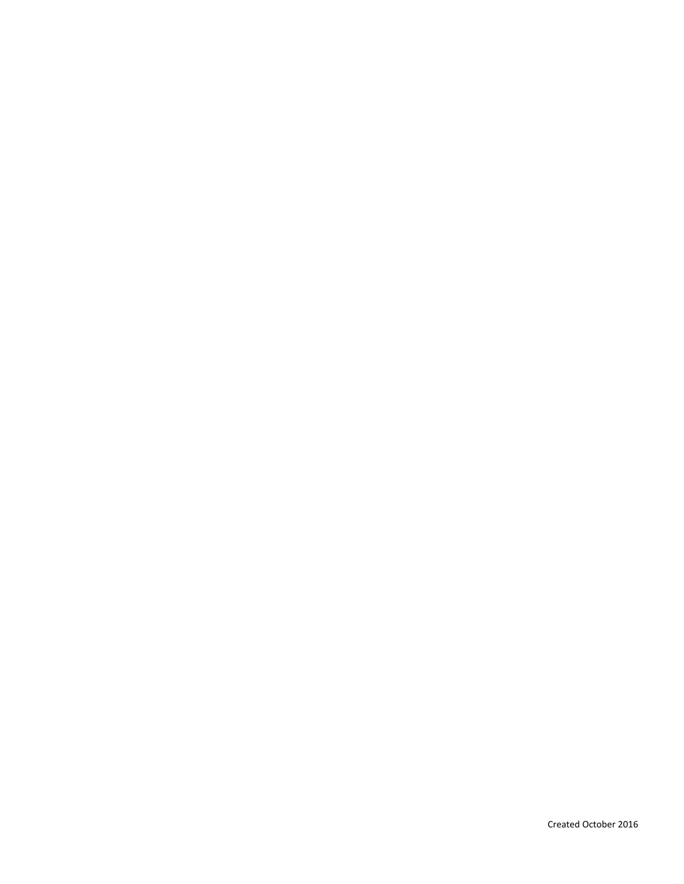Created October 2016